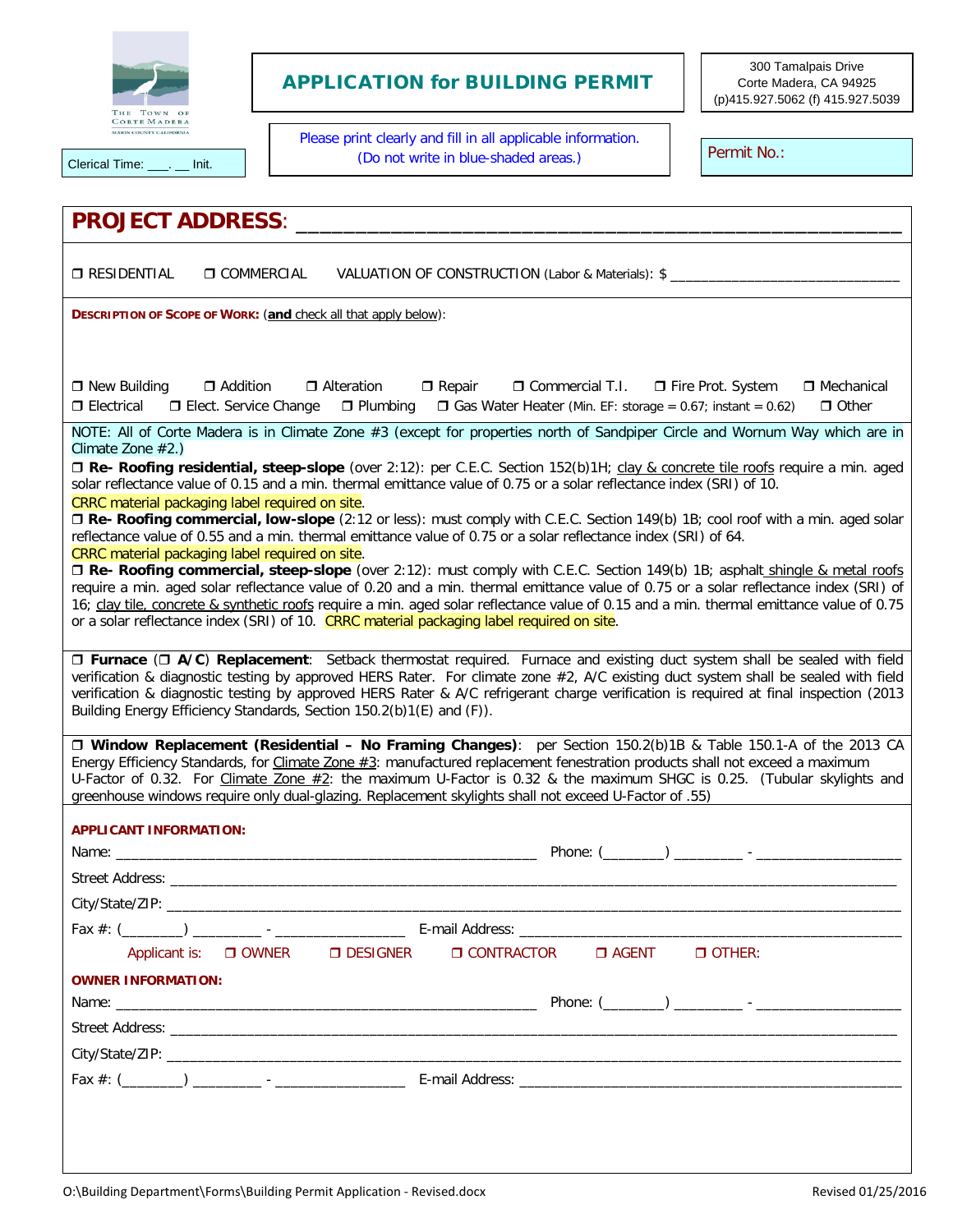THE TOWN OF CORTE MADERA
MARIN COUNTY CALIFORNIA

Clerical Time: ___. __ Init.

# APPLICATION for BUILDING PERMIT

300 Tamalpais Drive
Corte Madera, CA 94925
(p)415.927.5062 (f) 415.927.5039

Please print clearly and fill in all applicable information.
(Do not write in blue-shaded areas.)

Permit No.:

## PROJECT ADDRESS: ________________________________________________

❐ RESIDENTIAL ❐ COMMERCIAL VALUATION OF CONSTRUCTION (Labor & Materials): $ ____________________________

**DESCRIPTION OF SCOPE OF WORK:** (**and** check all that apply below):

❐ New Building ❐ Addition ❐ Alteration ❐ Repair ❐ Commercial T.I. ❐ Fire Prot. System ❐ Mechanical
❐ Electrical ❐ Elect. Service Change ❐ Plumbing ❐ Gas Water Heater (Min. EF: storage = 0.67; instant = 0.62) ❐ Other

NOTE: All of Corte Madera is in Climate Zone #3 (except for properties north of Sandpiper Circle and Wornum Way which are in Climate Zone #2.)

❐ **Re- Roofing residential, steep-slope** (over 2:12): per C.E.C. Section 152(b)1H; clay & concrete tile roofs require a min. aged solar reflectance value of 0.15 and a min. thermal emittance value of 0.75 or a solar reflectance index (SRI) of 10.
CRRC material packaging label required on site.

❐ **Re- Roofing commercial, low-slope** (2:12 or less): must comply with C.E.C. Section 149(b) 1B; cool roof with a min. aged solar reflectance value of 0.55 and a min. thermal emittance value of 0.75 or a solar reflectance index (SRI) of 64.
CRRC material packaging label required on site.

❐ **Re- Roofing commercial, steep-slope** (over 2:12): must comply with C.E.C. Section 149(b) 1B; asphalt shingle & metal roofs require a min. aged solar reflectance value of 0.20 and a min. thermal emittance value of 0.75 or a solar reflectance index (SRI) of 16; clay tile, concrete & synthetic roofs require a min. aged solar reflectance value of 0.15 and a min. thermal emittance value of 0.75 or a solar reflectance index (SRI) of 10. CRRC material packaging label required on site.

❐ **Furnace** (❐ **A/C**) **Replacement**: Setback thermostat required. Furnace and existing duct system shall be sealed with field verification & diagnostic testing by approved HERS Rater. For climate zone #2, A/C existing duct system shall be sealed with field verification & diagnostic testing by approved HERS Rater & A/C refrigerant charge verification is required at final inspection (2013 Building Energy Efficiency Standards, Section 150.2(b)1(E) and (F)).

❐ **Window Replacement (Residential – No Framing Changes)**: per Section 150.2(b)1B & Table 150.1-A of the 2013 CA Energy Efficiency Standards, for Climate Zone #3: manufactured replacement fenestration products shall not exceed a maximum U-Factor of 0.32. For Climate Zone #2: the maximum U-Factor is 0.32 & the maximum SHGC is 0.25. (Tubular skylights and greenhouse windows require only dual-glazing. Replacement skylights shall not exceed U-Factor of .55)

**APPLICANT INFORMATION:**

Name: ________________________________ Phone: (______) _______ - ____________

Street Address: ________________________________________________

City/State/ZIP: ________________________________________________

Fax #: (______) _______ - ____________ E-mail Address: ________________________________

Applicant is: ❐ OWNER ❐ DESIGNER ❐ CONTRACTOR ❐ AGENT ❐ OTHER:

**OWNER INFORMATION:**

Name: ________________________________ Phone: (______) _______ - ____________

Street Address: ________________________________________________

City/State/ZIP: ________________________________________________

Fax #: (______) _______ - ____________ E-mail Address: ________________________________

O:\Building Department\Forms\Building Permit Application - Revised.docx Revised 01/25/2016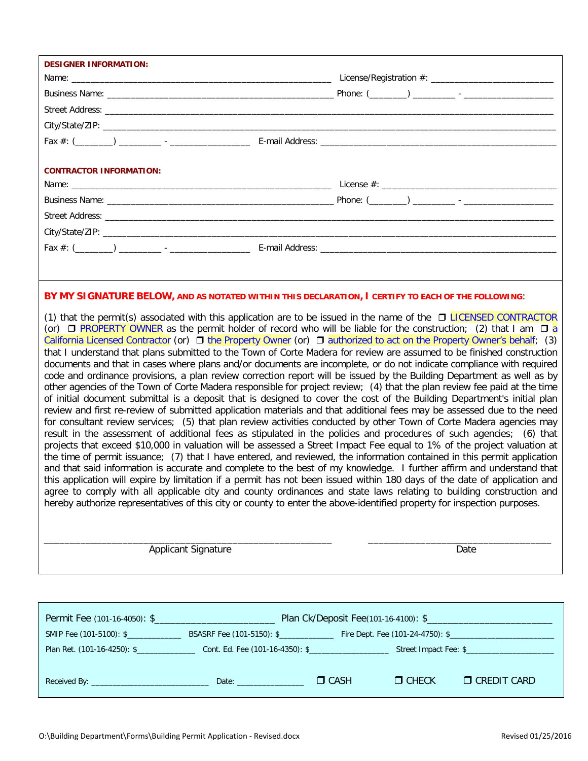**DESIGNER INFORMATION:**

Name: ______________________________________________________ License/Registration #: ___________________________

Business Name: ________________________________________________ Phone: (________) _________ - ___________________

Street Address: ______________________________________________________________________________________________

City/State/ZIP: ______________________________________________________________________________________________

Fax #: (________) _________ - _________________ E-mail Address: ___________________________________________________

**CONTRACTOR INFORMATION:**

Name: ______________________________________________________ License #: ________________________________________

Business Name: ________________________________________________ Phone: (________) _________ - ___________________

Street Address: ______________________________________________________________________________________________

City/State/ZIP: ______________________________________________________________________________________________

Fax #: (________) _________ - _________________ E-mail Address: ___________________________________________________

**BY MY SIGNATURE BELOW, AND AS NOTATED WITHIN THIS DECLARATION, I CERTIFY TO EACH OF THE FOLLOWING:**

(1) that the permit(s) associated with this application are to be issued in the name of the ❒ LICENSED CONTRACTOR (or) ❒ PROPERTY OWNER as the permit holder of record who will be liable for the construction; (2) that I am ❒ a California Licensed Contractor (or) ❒ the Property Owner (or) ❒ authorized to act on the Property Owner's behalf; (3) that I understand that plans submitted to the Town of Corte Madera for review are assumed to be finished construction documents and that in cases where plans and/or documents are incomplete, or do not indicate compliance with required code and ordinance provisions, a plan review correction report will be issued by the Building Department as well as by other agencies of the Town of Corte Madera responsible for project review; (4) that the plan review fee paid at the time of initial document submittal is a deposit that is designed to cover the cost of the Building Department's initial plan review and first re-review of submitted application materials and that additional fees may be assessed due to the need for consultant review services; (5) that plan review activities conducted by other Town of Corte Madera agencies may result in the assessment of additional fees as stipulated in the policies and procedures of such agencies; (6) that projects that exceed $10,000 in valuation will be assessed a Street Impact Fee equal to 1% of the project valuation at the time of permit issuance; (7) that I have entered, and reviewed, the information contained in this permit application and that said information is accurate and complete to the best of my knowledge. I further affirm and understand that this application will expire by limitation if a permit has not been issued within 180 days of the date of application and agree to comply with all applicable city and county ordinances and state laws relating to building construction and hereby authorize representatives of this city or county to enter the above-identified property for inspection purposes.

_________________________________________________________ ____________________________________

Applicant Signature Date

Permit Fee (101-16-4050): $_______________________ Plan Ck/Deposit Fee(101-16-4100): $________________________

SMIP Fee (101-5100): $_____________ BSASRF Fee (101-5150): $_____________ Fire Dept. Fee (101-24-4750): $________________________

Plan Ret. (101-16-4250): $______________ Cont. Ed. Fee (101-16-4350): $___________________ Street Impact Fee: $_____________________

Received By: ___________________________ Date: _______________ ❒ CASH ❒ CHECK ❒ CREDIT CARD

O:\Building Department\Forms\Building Permit Application - Revised.docx Revised 01/25/2016